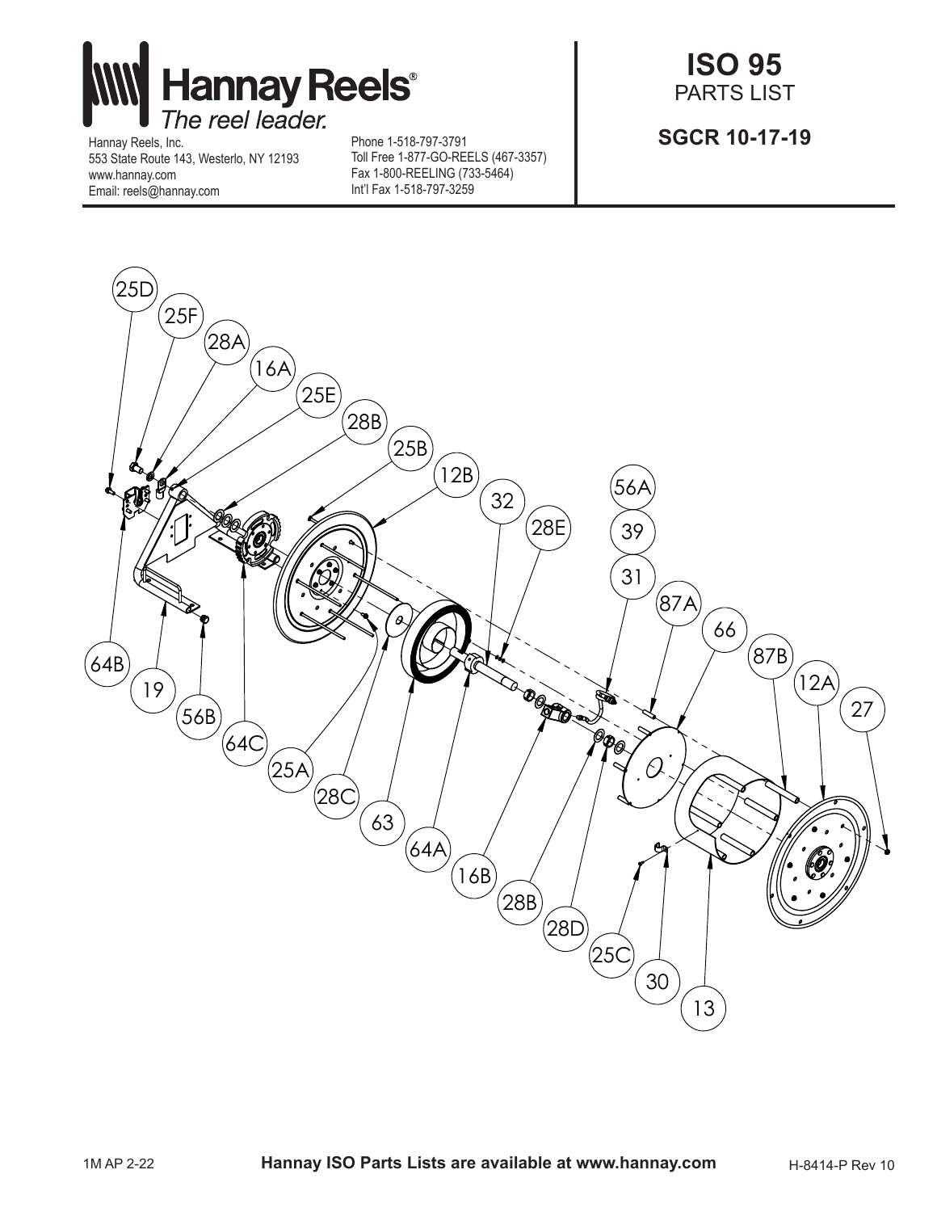# Hannay Reels®

*The reel leader.*

Hannay Reels, Inc.
553 State Route 143, Westerlo, NY 12193
www.hannay.com
Email: reels@hannay.com

Phone 1-518-797-3791
Toll Free 1-877-GO-REELS (467-3357)
Fax 1-800-REELING (733-5464)
Int'l Fax 1-518-797-3259

## ISO 95
PARTS LIST

**SGCR 10-17-19**

25D, 25F, 28A, 16A, 25E, 28B, 25B, 12B, 32, 28E, 56A, 39, 31, 87A, 66, 87B, 12A, 27, 64B, 19, 56B, 64C, 25A, 28C, 63, 64A, 16B, 28B, 28D, 25C, 30, 13

1M AP 2-22

**Hannay ISO Parts Lists are available at www.hannay.com**

H-8414-P Rev 10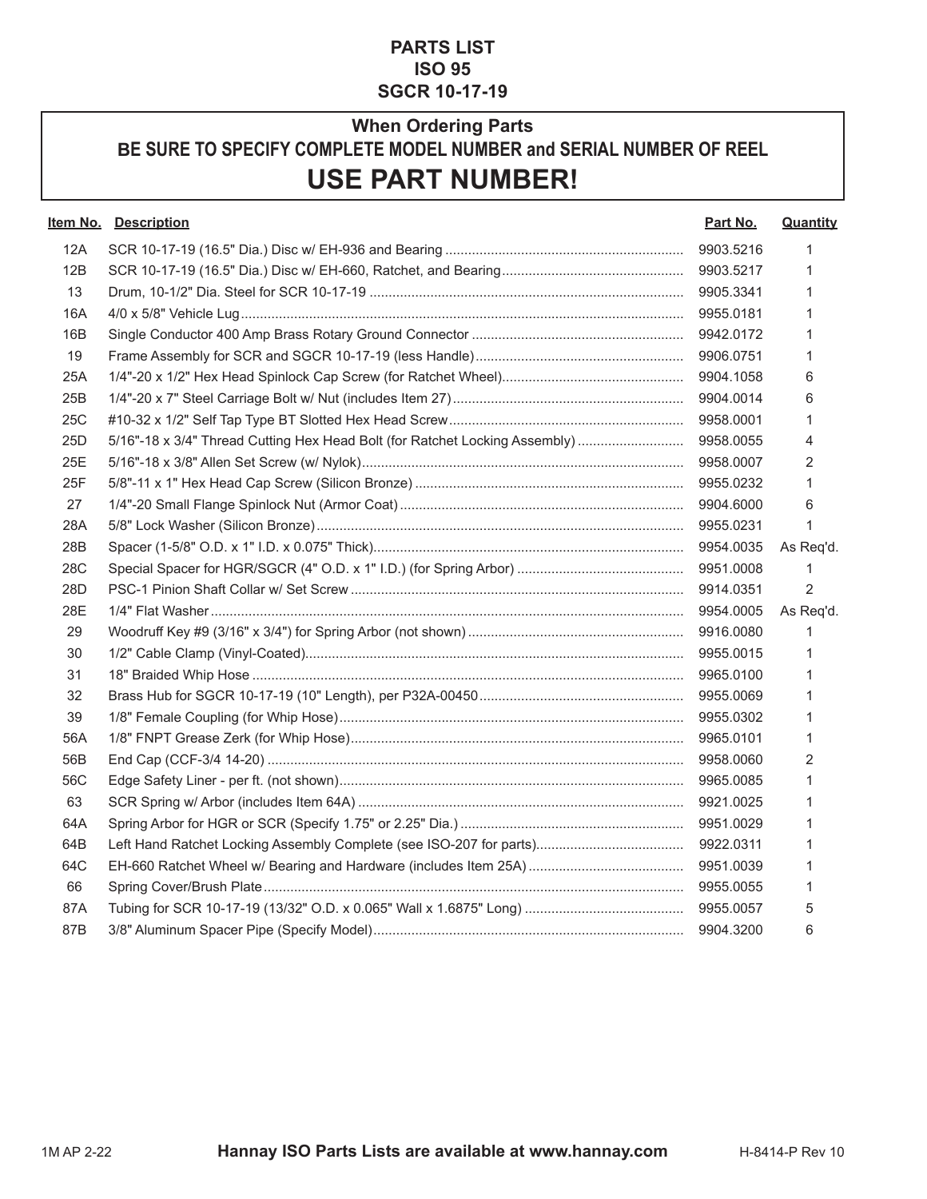# PARTS LIST
## ISO 95
## SGCR 10-17-19

**When Ordering Parts**

**BE SURE TO SPECIFY COMPLETE MODEL NUMBER and SERIAL NUMBER OF REEL**

# USE PART NUMBER!

| Item No. | Description | Part No. | Quantity |
|---|---|---|---|
| 12A | SCR 10-17-19 (16.5" Dia.) Disc w/ EH-936 and Bearing | 9903.5216 | 1 |
| 12B | SCR 10-17-19 (16.5" Dia.) Disc w/ EH-660, Ratchet, and Bearing | 9903.5217 | 1 |
| 13 | Drum, 10-1/2" Dia. Steel for SCR 10-17-19 | 9905.3341 | 1 |
| 16A | 4/0 x 5/8" Vehicle Lug | 9955.0181 | 1 |
| 16B | Single Conductor 400 Amp Brass Rotary Ground Connector | 9942.0172 | 1 |
| 19 | Frame Assembly for SCR and SGCR 10-17-19 (less Handle) | 9906.0751 | 1 |
| 25A | 1/4"-20 x 1/2" Hex Head Spinlock Cap Screw (for Ratchet Wheel) | 9904.1058 | 6 |
| 25B | 1/4"-20 x 7" Steel Carriage Bolt w/ Nut (includes Item 27) | 9904.0014 | 6 |
| 25C | #10-32 x 1/2" Self Tap Type BT Slotted Hex Head Screw | 9958.0001 | 1 |
| 25D | 5/16"-18 x 3/4" Thread Cutting Hex Head Bolt (for Ratchet Locking Assembly) | 9958.0055 | 4 |
| 25E | 5/16"-18 x 3/8" Allen Set Screw (w/ Nylok) | 9958.0007 | 2 |
| 25F | 5/8"-11 x 1" Hex Head Cap Screw (Silicon Bronze) | 9955.0232 | 1 |
| 27 | 1/4"-20 Small Flange Spinlock Nut (Armor Coat) | 9904.6000 | 6 |
| 28A | 5/8" Lock Washer (Silicon Bronze) | 9955.0231 | 1 |
| 28B | Spacer (1-5/8" O.D. x 1" I.D. x 0.075" Thick) | 9954.0035 | As Req'd. |
| 28C | Special Spacer for HGR/SGCR (4" O.D. x 1" I.D.) (for Spring Arbor) | 9951.0008 | 1 |
| 28D | PSC-1 Pinion Shaft Collar w/ Set Screw | 9914.0351 | 2 |
| 28E | 1/4" Flat Washer | 9954.0005 | As Req'd. |
| 29 | Woodruff Key #9 (3/16" x 3/4") for Spring Arbor (not shown) | 9916.0080 | 1 |
| 30 | 1/2" Cable Clamp (Vinyl-Coated) | 9955.0015 | 1 |
| 31 | 18" Braided Whip Hose | 9965.0100 | 1 |
| 32 | Brass Hub for SGCR 10-17-19 (10" Length), per P32A-00450 | 9955.0069 | 1 |
| 39 | 1/8" Female Coupling (for Whip Hose) | 9955.0302 | 1 |
| 56A | 1/8" FNPT Grease Zerk (for Whip Hose) | 9965.0101 | 1 |
| 56B | End Cap (CCF-3/4 14-20) | 9958.0060 | 2 |
| 56C | Edge Safety Liner - per ft. (not shown) | 9965.0085 | 1 |
| 63 | SCR Spring w/ Arbor (includes Item 64A) | 9921.0025 | 1 |
| 64A | Spring Arbor for HGR or SCR (Specify 1.75" or 2.25" Dia.) | 9951.0029 | 1 |
| 64B | Left Hand Ratchet Locking Assembly Complete (see ISO-207 for parts) | 9922.0311 | 1 |
| 64C | EH-660 Ratchet Wheel w/ Bearing and Hardware (includes Item 25A) | 9951.0039 | 1 |
| 66 | Spring Cover/Brush Plate | 9955.0055 | 1 |
| 87A | Tubing for SCR 10-17-19 (13/32" O.D. x 0.065" Wall x 1.6875" Long) | 9955.0057 | 5 |
| 87B | 3/8" Aluminum Spacer Pipe (Specify Model) | 9904.3200 | 6 |

1M AP 2-22 **Hannay ISO Parts Lists are available at www.hannay.com** H-8414-P Rev 10